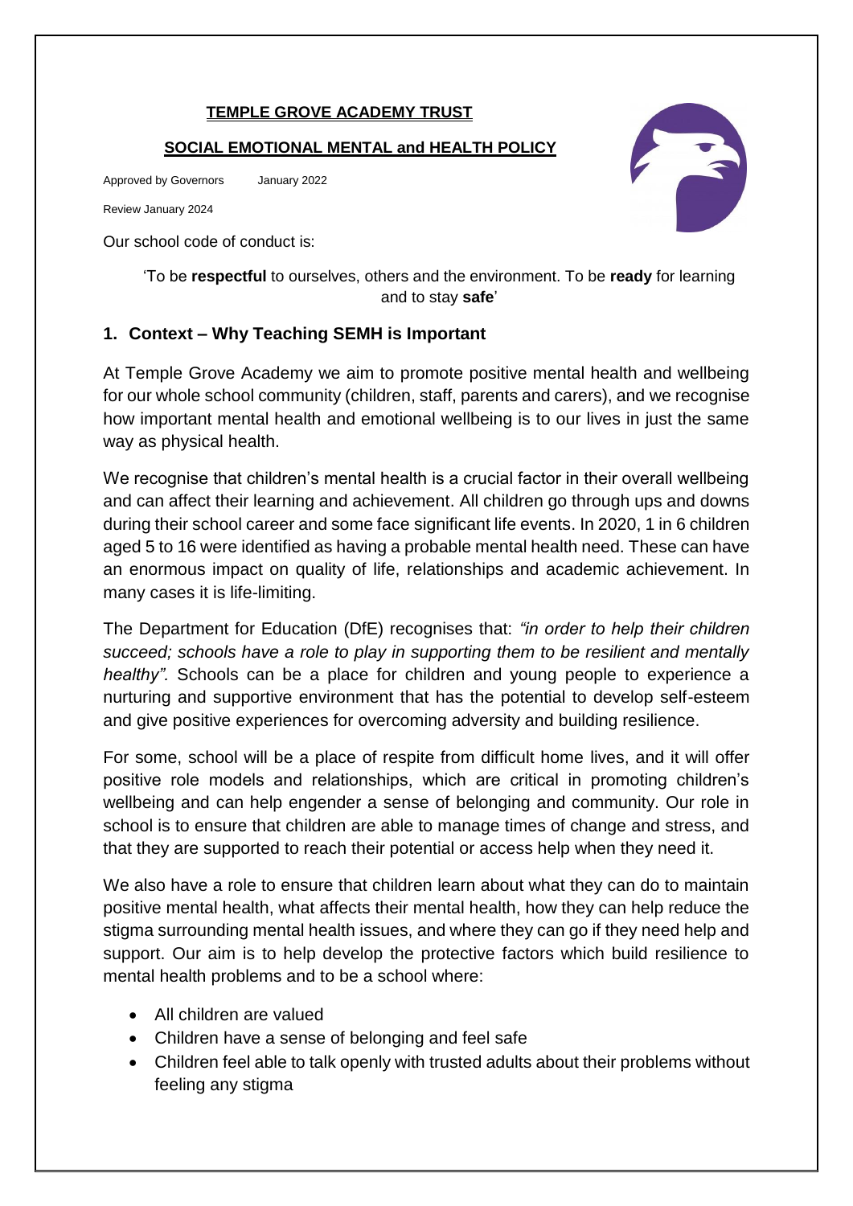**TEMPLE GROVE ACADEMY TRUST**

**SOCIAL EMOTIONAL MENTAL and HEALTH POLICY**

Approved by Governors January 2022

Review January 2024

Our school code of conduct is:

'To be **respectful** to ourselves, others and the environment. To be **ready** for learning and to stay **safe**'

## 1. Context – Why Teaching SEMH is Important

At Temple Grove Academy we aim to promote positive mental health and wellbeing for our whole school community (children, staff, parents and carers), and we recognise how important mental health and emotional wellbeing is to our lives in just the same way as physical health.

We recognise that children's mental health is a crucial factor in their overall wellbeing and can affect their learning and achievement. All children go through ups and downs during their school career and some face significant life events. In 2020, 1 in 6 children aged 5 to 16 were identified as having a probable mental health need. These can have an enormous impact on quality of life, relationships and academic achievement. In many cases it is life-limiting.

The Department for Education (DfE) recognises that: *"in order to help their children succeed; schools have a role to play in supporting them to be resilient and mentally healthy".* Schools can be a place for children and young people to experience a nurturing and supportive environment that has the potential to develop self-esteem and give positive experiences for overcoming adversity and building resilience.

For some, school will be a place of respite from difficult home lives, and it will offer positive role models and relationships, which are critical in promoting children's wellbeing and can help engender a sense of belonging and community. Our role in school is to ensure that children are able to manage times of change and stress, and that they are supported to reach their potential or access help when they need it.

We also have a role to ensure that children learn about what they can do to maintain positive mental health, what affects their mental health, how they can help reduce the stigma surrounding mental health issues, and where they can go if they need help and support. Our aim is to help develop the protective factors which build resilience to mental health problems and to be a school where:

- All children are valued
- Children have a sense of belonging and feel safe
- Children feel able to talk openly with trusted adults about their problems without feeling any stigma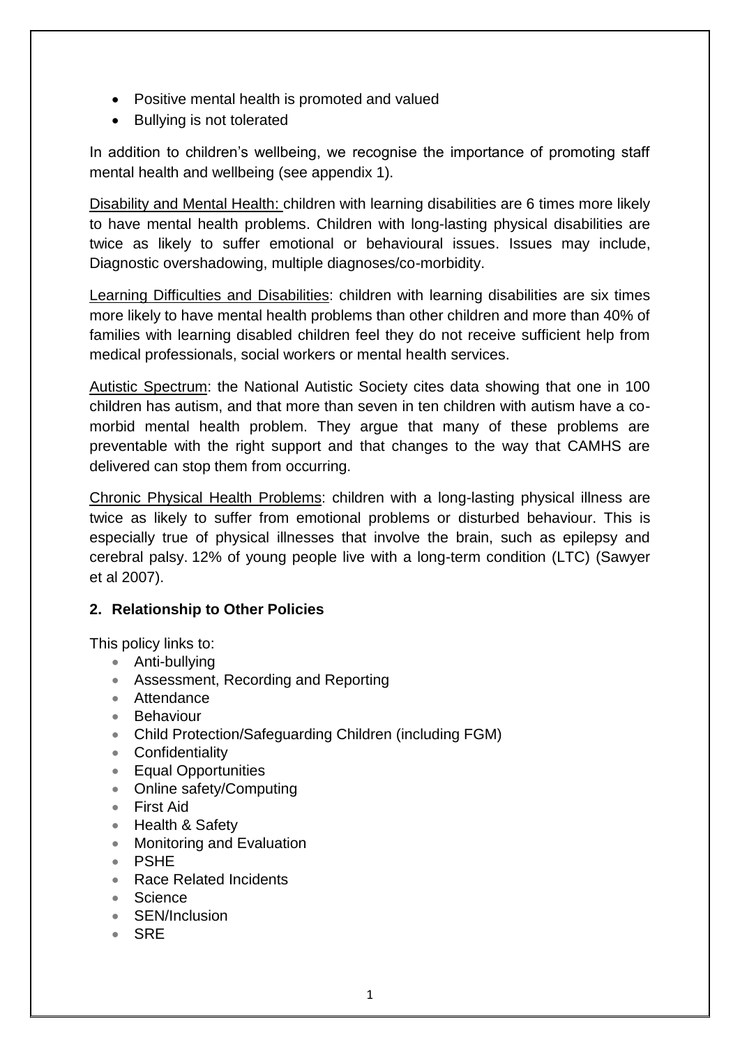- Positive mental health is promoted and valued
- Bullying is not tolerated

In addition to children's wellbeing, we recognise the importance of promoting staff mental health and wellbeing (see appendix 1).

Disability and Mental Health: children with learning disabilities are 6 times more likely to have mental health problems. Children with long-lasting physical disabilities are twice as likely to suffer emotional or behavioural issues. Issues may include, Diagnostic overshadowing, multiple diagnoses/co-morbidity.

Learning Difficulties and Disabilities: children with learning disabilities are six times more likely to have mental health problems than other children and more than 40% of families with learning disabled children feel they do not receive sufficient help from medical professionals, social workers or mental health services.

Autistic Spectrum: the National Autistic Society cites data showing that one in 100 children has autism, and that more than seven in ten children with autism have a co-morbid mental health problem. They argue that many of these problems are preventable with the right support and that changes to the way that CAMHS are delivered can stop them from occurring.

Chronic Physical Health Problems: children with a long-lasting physical illness are twice as likely to suffer from emotional problems or disturbed behaviour. This is especially true of physical illnesses that involve the brain, such as epilepsy and cerebral palsy. 12% of young people live with a long-term condition (LTC) (Sawyer et al 2007).

## 2. Relationship to Other Policies

This policy links to:

- Anti-bullying
- Assessment, Recording and Reporting
- Attendance
- Behaviour
- Child Protection/Safeguarding Children (including FGM)
- Confidentiality
- Equal Opportunities
- Online safety/Computing
- First Aid
- Health & Safety
- Monitoring and Evaluation
- PSHE
- Race Related Incidents
- Science
- SEN/Inclusion
- SRE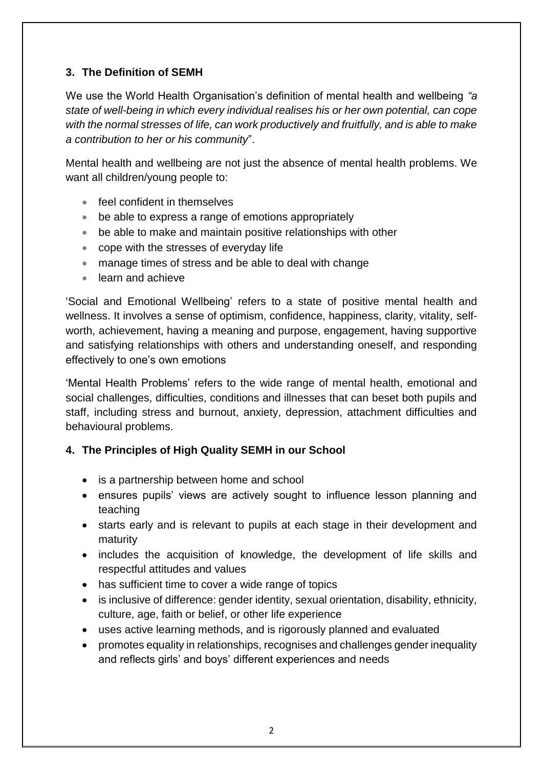## 3. The Definition of SEMH

We use the World Health Organisation's definition of mental health and wellbeing *"a state of well-being in which every individual realises his or her own potential, can cope with the normal stresses of life, can work productively and fruitfully, and is able to make a contribution to her or his community*".

Mental health and wellbeing are not just the absence of mental health problems. We want all children/young people to:

- feel confident in themselves
- be able to express a range of emotions appropriately
- be able to make and maintain positive relationships with other
- cope with the stresses of everyday life
- manage times of stress and be able to deal with change
- learn and achieve

'Social and Emotional Wellbeing' refers to a state of positive mental health and wellness. It involves a sense of optimism, confidence, happiness, clarity, vitality, self-worth, achievement, having a meaning and purpose, engagement, having supportive and satisfying relationships with others and understanding oneself, and responding effectively to one's own emotions

'Mental Health Problems' refers to the wide range of mental health, emotional and social challenges, difficulties, conditions and illnesses that can beset both pupils and staff, including stress and burnout, anxiety, depression, attachment difficulties and behavioural problems.

## 4. The Principles of High Quality SEMH in our School

- is a partnership between home and school
- ensures pupils' views are actively sought to influence lesson planning and teaching
- starts early and is relevant to pupils at each stage in their development and maturity
- includes the acquisition of knowledge, the development of life skills and respectful attitudes and values
- has sufficient time to cover a wide range of topics
- is inclusive of difference: gender identity, sexual orientation, disability, ethnicity, culture, age, faith or belief, or other life experience
- uses active learning methods, and is rigorously planned and evaluated
- promotes equality in relationships, recognises and challenges gender inequality and reflects girls' and boys' different experiences and needs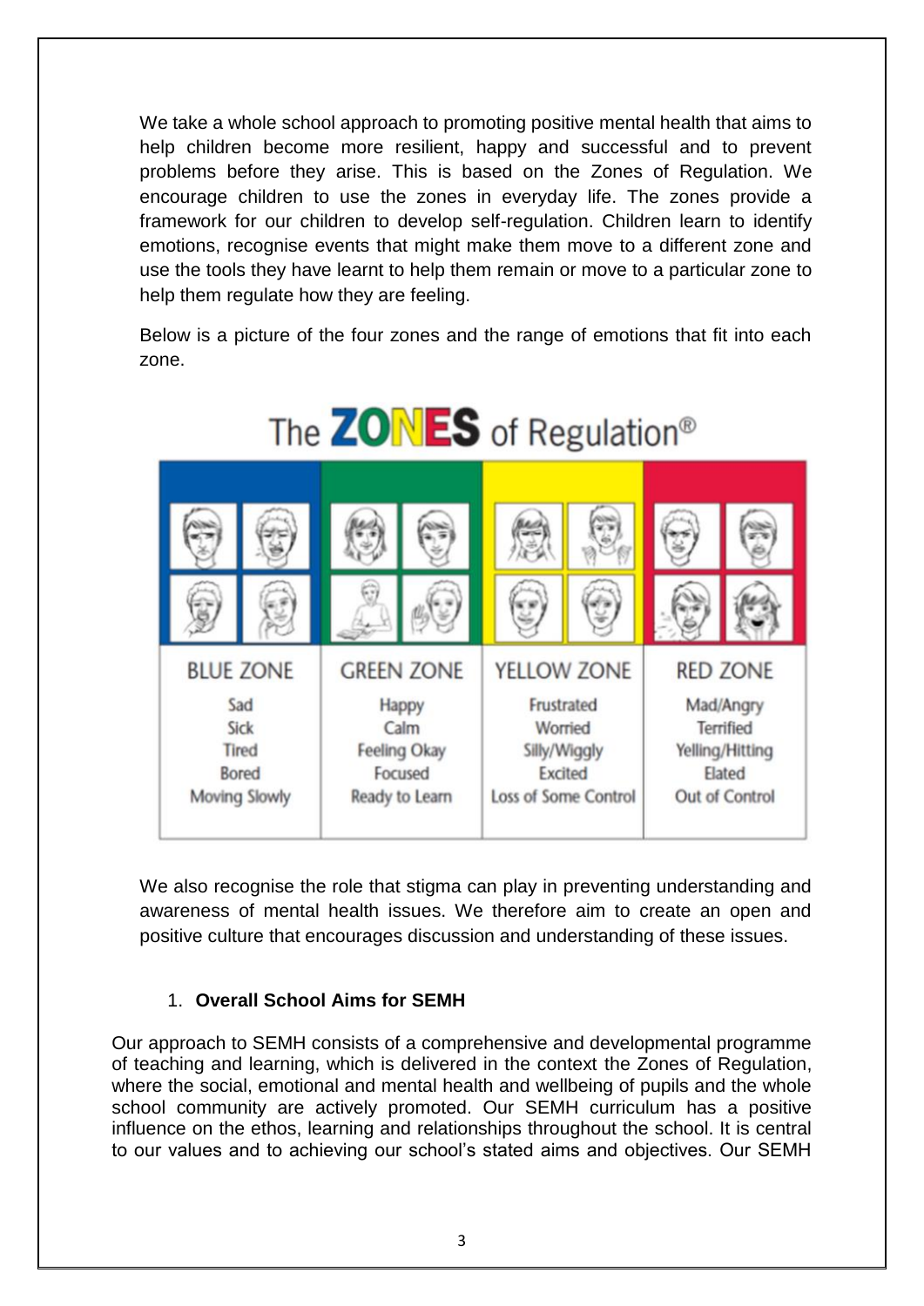We take a whole school approach to promoting positive mental health that aims to help children become more resilient, happy and successful and to prevent problems before they arise. This is based on the Zones of Regulation. We encourage children to use the zones in everyday life. The zones provide a framework for our children to develop self-regulation. Children learn to identify emotions, recognise events that might make them move to a different zone and use the tools they have learnt to help them remain or move to a particular zone to help them regulate how they are feeling.

Below is a picture of the four zones and the range of emotions that fit into each zone.

The ZONES of Regulation®

| BLUE ZONE | GREEN ZONE | YELLOW ZONE | RED ZONE |
|---|---|---|---|
| Sad | Happy | Frustrated | Mad/Angry |
| Sick | Calm | Worried | Terrified |
| Tired | Feeling Okay | Silly/Wiggly | Yelling/Hitting |
| Bored | Focused | Excited | Elated |
| Moving Slowly | Ready to Learn | Loss of Some Control | Out of Control |

We also recognise the role that stigma can play in preventing understanding and awareness of mental health issues. We therefore aim to create an open and positive culture that encourages discussion and understanding of these issues.

1. **Overall School Aims for SEMH**

Our approach to SEMH consists of a comprehensive and developmental programme of teaching and learning, which is delivered in the context the Zones of Regulation, where the social, emotional and mental health and wellbeing of pupils and the whole school community are actively promoted. Our SEMH curriculum has a positive influence on the ethos, learning and relationships throughout the school. It is central to our values and to achieving our school's stated aims and objectives. Our SEMH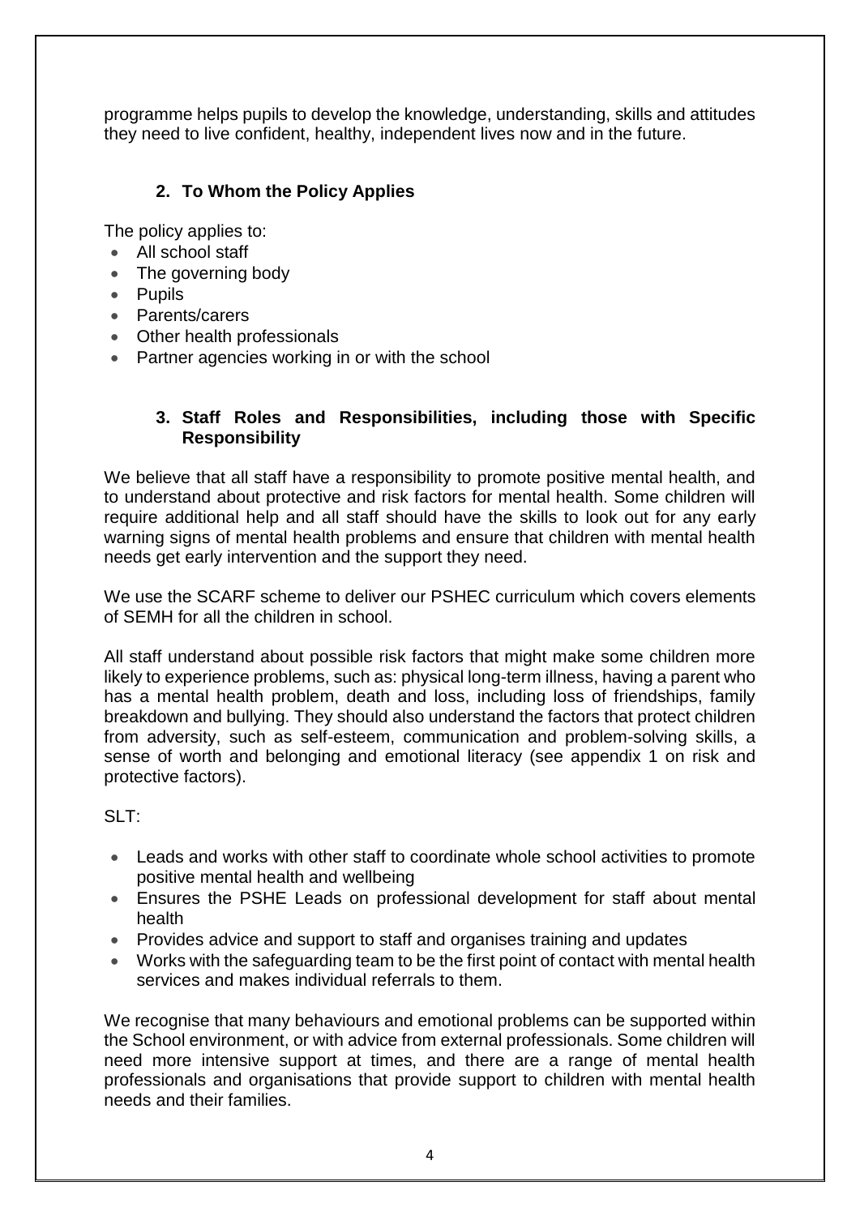programme helps pupils to develop the knowledge, understanding, skills and attitudes they need to live confident, healthy, independent lives now and in the future.

## 2. To Whom the Policy Applies

The policy applies to:

- All school staff
- The governing body
- Pupils
- Parents/carers
- Other health professionals
- Partner agencies working in or with the school

## 3. Staff Roles and Responsibilities, including those with Specific Responsibility

We believe that all staff have a responsibility to promote positive mental health, and to understand about protective and risk factors for mental health. Some children will require additional help and all staff should have the skills to look out for any early warning signs of mental health problems and ensure that children with mental health needs get early intervention and the support they need.

We use the SCARF scheme to deliver our PSHEC curriculum which covers elements of SEMH for all the children in school.

All staff understand about possible risk factors that might make some children more likely to experience problems, such as: physical long-term illness, having a parent who has a mental health problem, death and loss, including loss of friendships, family breakdown and bullying. They should also understand the factors that protect children from adversity, such as self-esteem, communication and problem-solving skills, a sense of worth and belonging and emotional literacy (see appendix 1 on risk and protective factors).

SLT:

- Leads and works with other staff to coordinate whole school activities to promote positive mental health and wellbeing
- Ensures the PSHE Leads on professional development for staff about mental health
- Provides advice and support to staff and organises training and updates
- Works with the safeguarding team to be the first point of contact with mental health services and makes individual referrals to them.

We recognise that many behaviours and emotional problems can be supported within the School environment, or with advice from external professionals. Some children will need more intensive support at times, and there are a range of mental health professionals and organisations that provide support to children with mental health needs and their families.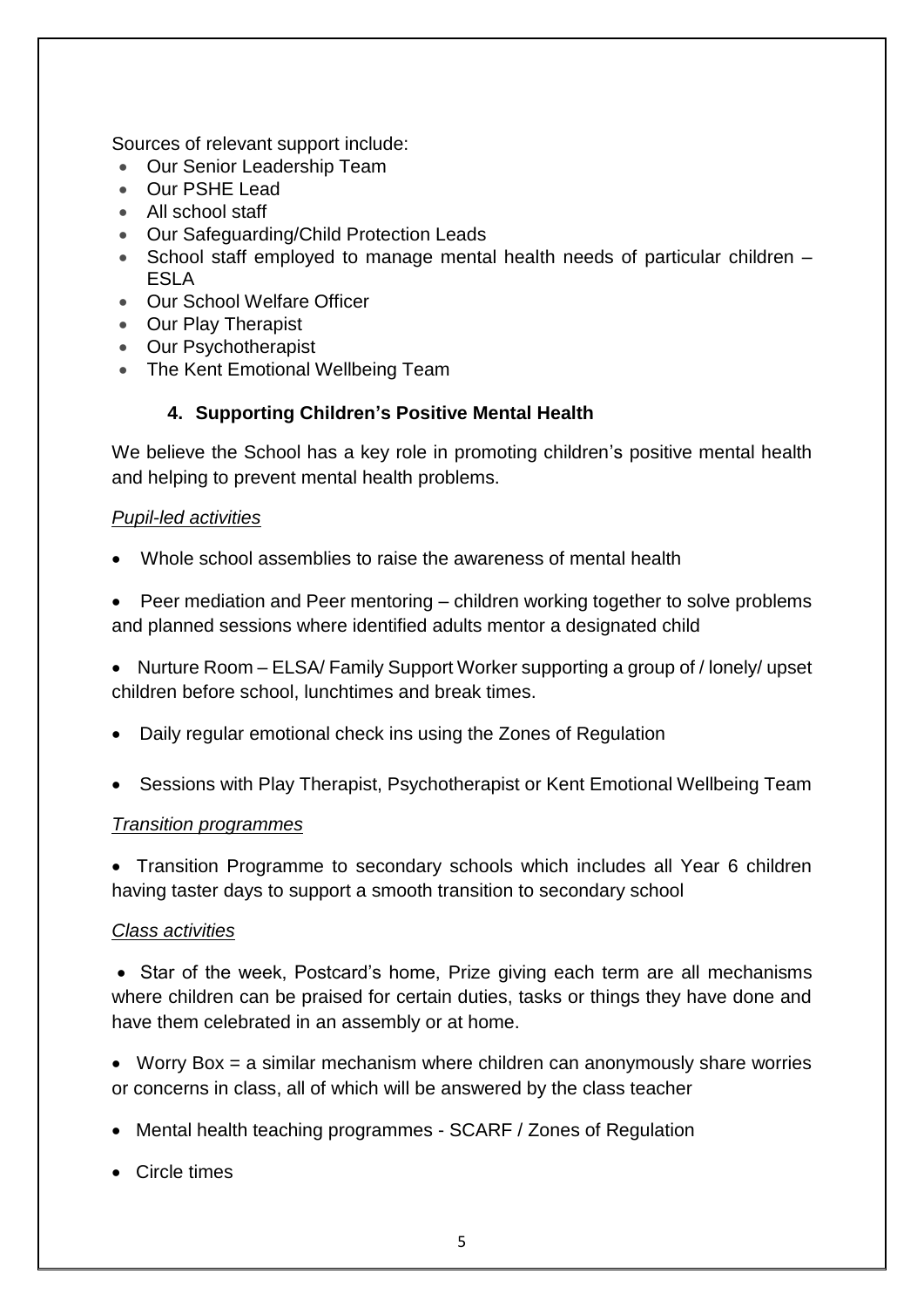Sources of relevant support include:

- Our Senior Leadership Team
- Our PSHE Lead
- All school staff
- Our Safeguarding/Child Protection Leads
- School staff employed to manage mental health needs of particular children – ESLA
- Our School Welfare Officer
- Our Play Therapist
- Our Psychotherapist
- The Kent Emotional Wellbeing Team

## 4. Supporting Children's Positive Mental Health

We believe the School has a key role in promoting children's positive mental health and helping to prevent mental health problems.

*Pupil-led activities*

- Whole school assemblies to raise the awareness of mental health
- Peer mediation and Peer mentoring – children working together to solve problems and planned sessions where identified adults mentor a designated child
- Nurture Room – ELSA/ Family Support Worker supporting a group of / lonely/ upset children before school, lunchtimes and break times.
- Daily regular emotional check ins using the Zones of Regulation
- Sessions with Play Therapist, Psychotherapist or Kent Emotional Wellbeing Team

*Transition programmes*

- Transition Programme to secondary schools which includes all Year 6 children having taster days to support a smooth transition to secondary school

*Class activities*

- Star of the week, Postcard's home, Prize giving each term are all mechanisms where children can be praised for certain duties, tasks or things they have done and have them celebrated in an assembly or at home.
- Worry Box = a similar mechanism where children can anonymously share worries or concerns in class, all of which will be answered by the class teacher
- Mental health teaching programmes - SCARF / Zones of Regulation
- Circle times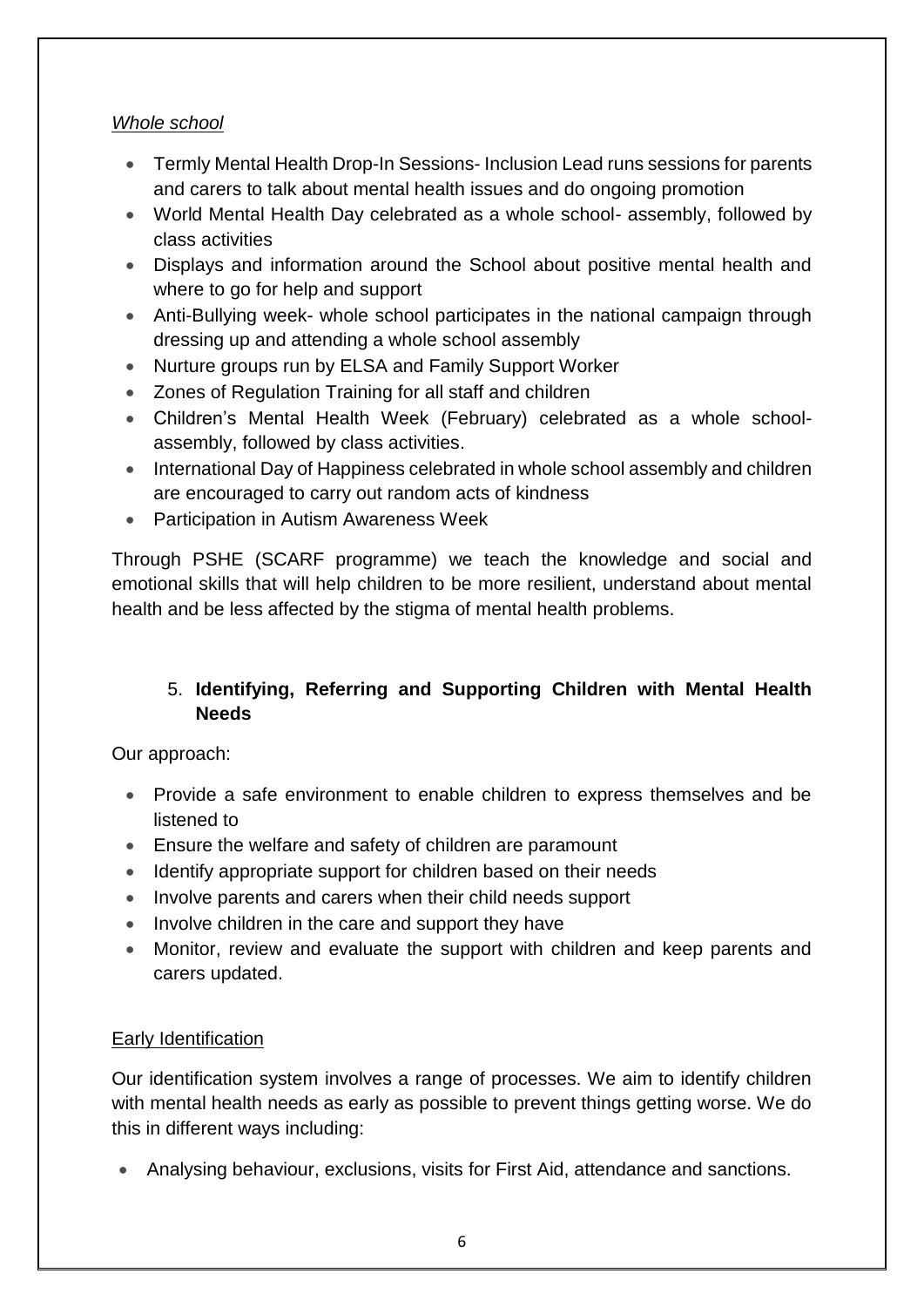*Whole school*

- Termly Mental Health Drop-In Sessions- Inclusion Lead runs sessions for parents and carers to talk about mental health issues and do ongoing promotion
- World Mental Health Day celebrated as a whole school- assembly, followed by class activities
- Displays and information around the School about positive mental health and where to go for help and support
- Anti-Bullying week- whole school participates in the national campaign through dressing up and attending a whole school assembly
- Nurture groups run by ELSA and Family Support Worker
- Zones of Regulation Training for all staff and children
- Children's Mental Health Week (February) celebrated as a whole school- assembly, followed by class activities.
- International Day of Happiness celebrated in whole school assembly and children are encouraged to carry out random acts of kindness
- Participation in Autism Awareness Week

Through PSHE (SCARF programme) we teach the knowledge and social and emotional skills that will help children to be more resilient, understand about mental health and be less affected by the stigma of mental health problems.

## 5. **Identifying, Referring and Supporting Children with Mental Health Needs**

Our approach:

- Provide a safe environment to enable children to express themselves and be listened to
- Ensure the welfare and safety of children are paramount
- Identify appropriate support for children based on their needs
- Involve parents and carers when their child needs support
- Involve children in the care and support they have
- Monitor, review and evaluate the support with children and keep parents and carers updated.

Early Identification

Our identification system involves a range of processes. We aim to identify children with mental health needs as early as possible to prevent things getting worse. We do this in different ways including:

- Analysing behaviour, exclusions, visits for First Aid, attendance and sanctions.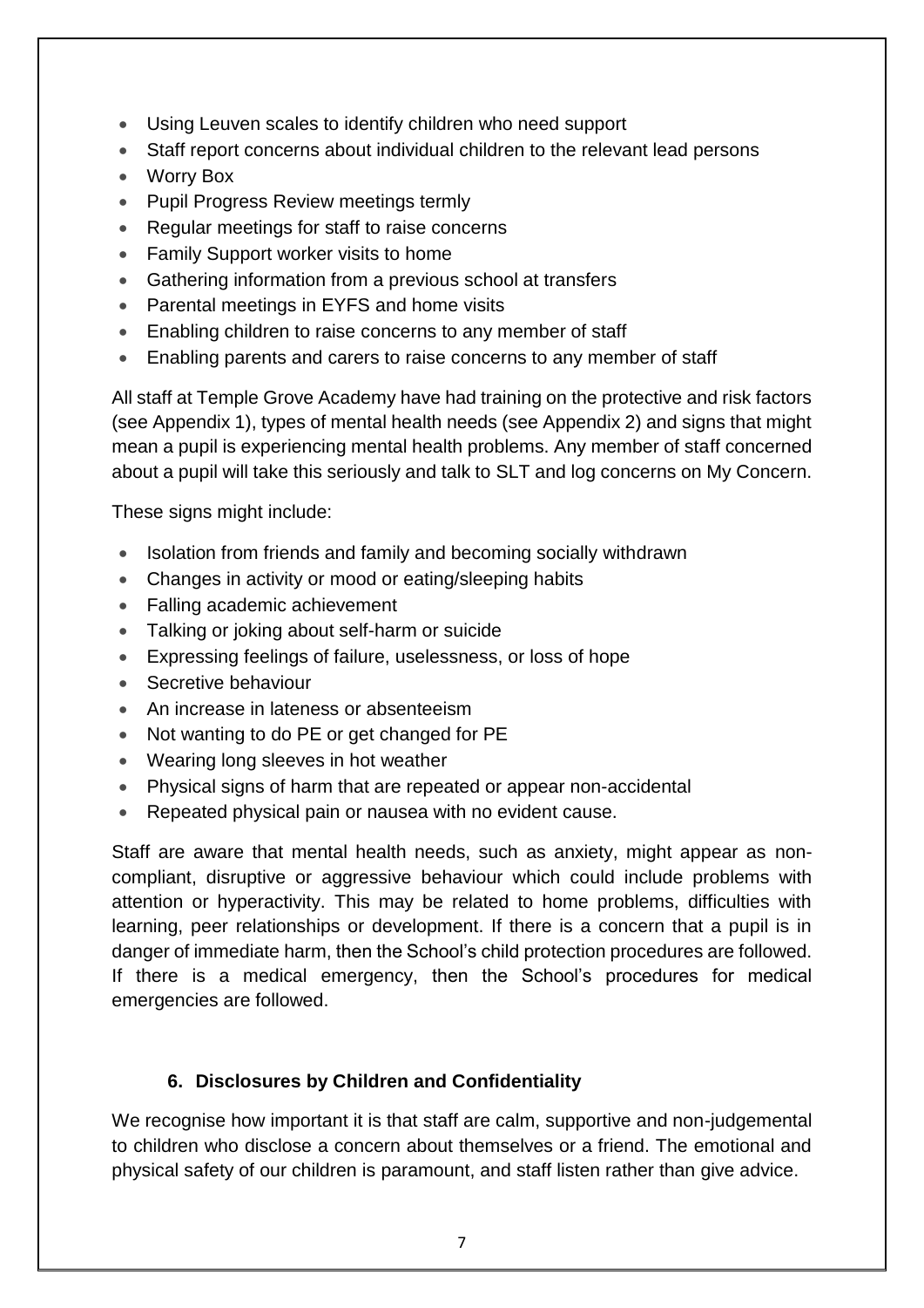- Using Leuven scales to identify children who need support
- Staff report concerns about individual children to the relevant lead persons
- Worry Box
- Pupil Progress Review meetings termly
- Regular meetings for staff to raise concerns
- Family Support worker visits to home
- Gathering information from a previous school at transfers
- Parental meetings in EYFS and home visits
- Enabling children to raise concerns to any member of staff
- Enabling parents and carers to raise concerns to any member of staff

All staff at Temple Grove Academy have had training on the protective and risk factors (see Appendix 1), types of mental health needs (see Appendix 2) and signs that might mean a pupil is experiencing mental health problems. Any member of staff concerned about a pupil will take this seriously and talk to SLT and log concerns on My Concern.

These signs might include:

- Isolation from friends and family and becoming socially withdrawn
- Changes in activity or mood or eating/sleeping habits
- Falling academic achievement
- Talking or joking about self-harm or suicide
- Expressing feelings of failure, uselessness, or loss of hope
- Secretive behaviour
- An increase in lateness or absenteeism
- Not wanting to do PE or get changed for PE
- Wearing long sleeves in hot weather
- Physical signs of harm that are repeated or appear non-accidental
- Repeated physical pain or nausea with no evident cause.

Staff are aware that mental health needs, such as anxiety, might appear as non-compliant, disruptive or aggressive behaviour which could include problems with attention or hyperactivity. This may be related to home problems, difficulties with learning, peer relationships or development. If there is a concern that a pupil is in danger of immediate harm, then the School's child protection procedures are followed. If there is a medical emergency, then the School's procedures for medical emergencies are followed.

## 6. Disclosures by Children and Confidentiality

We recognise how important it is that staff are calm, supportive and non-judgemental to children who disclose a concern about themselves or a friend. The emotional and physical safety of our children is paramount, and staff listen rather than give advice.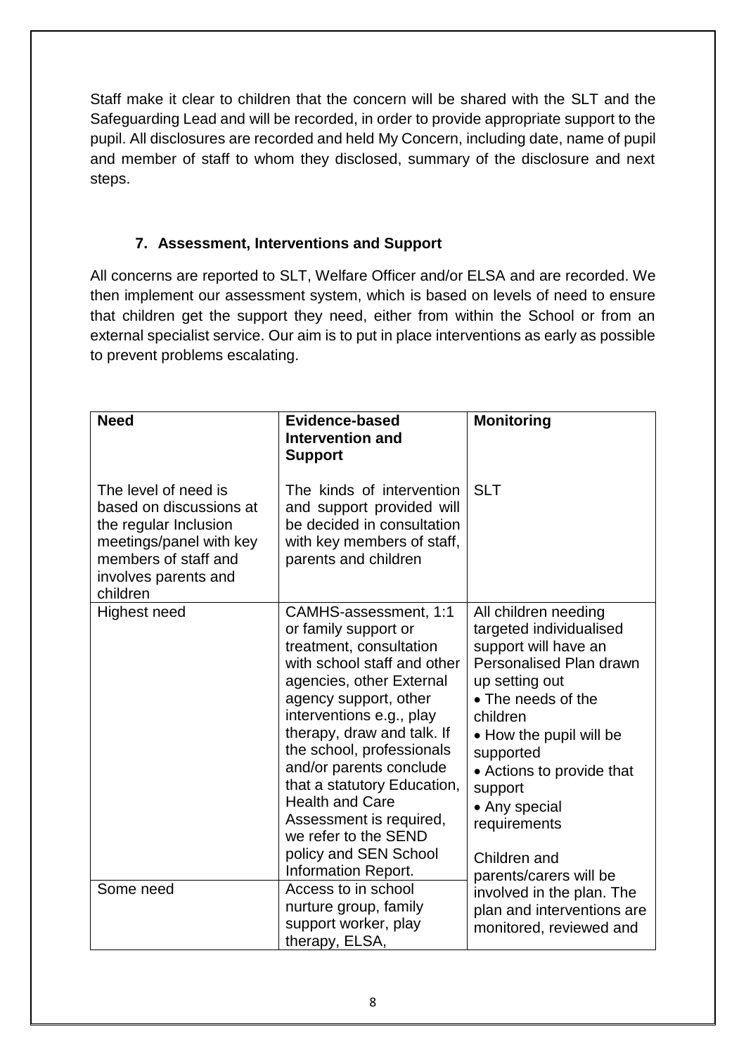Staff make it clear to children that the concern will be shared with the SLT and the Safeguarding Lead and will be recorded, in order to provide appropriate support to the pupil. All disclosures are recorded and held My Concern, including date, name of pupil and member of staff to whom they disclosed, summary of the disclosure and next steps.

## 7. Assessment, Interventions and Support

All concerns are reported to SLT, Welfare Officer and/or ELSA and are recorded. We then implement our assessment system, which is based on levels of need to ensure that children get the support they need, either from within the School or from an external specialist service. Our aim is to put in place interventions as early as possible to prevent problems escalating.

| **Need** | **Evidence-based Intervention and Support** | **Monitoring** |
|---|---|---|
| The level of need is based on discussions at the regular Inclusion meetings/panel with key members of staff and involves parents and children | The kinds of intervention and support provided will be decided in consultation with key members of staff, parents and children | SLT |
| Highest need | CAMHS-assessment, 1:1 or family support or treatment, consultation with school staff and other agencies, other External agency support, other interventions e.g., play therapy, draw and talk. If the school, professionals and/or parents conclude that a statutory Education, Health and Care Assessment is required, we refer to the SEND policy and SEN School Information Report. | All children needing targeted individualised support will have an Personalised Plan drawn up setting out<br>• The needs of the children<br>• How the pupil will be supported<br>• Actions to provide that support<br>• Any special requirements<br><br>Children and parents/carers will be involved in the plan. The plan and interventions are monitored, reviewed and |
| Some need | Access to in school nurture group, family support worker, play therapy, ELSA, | |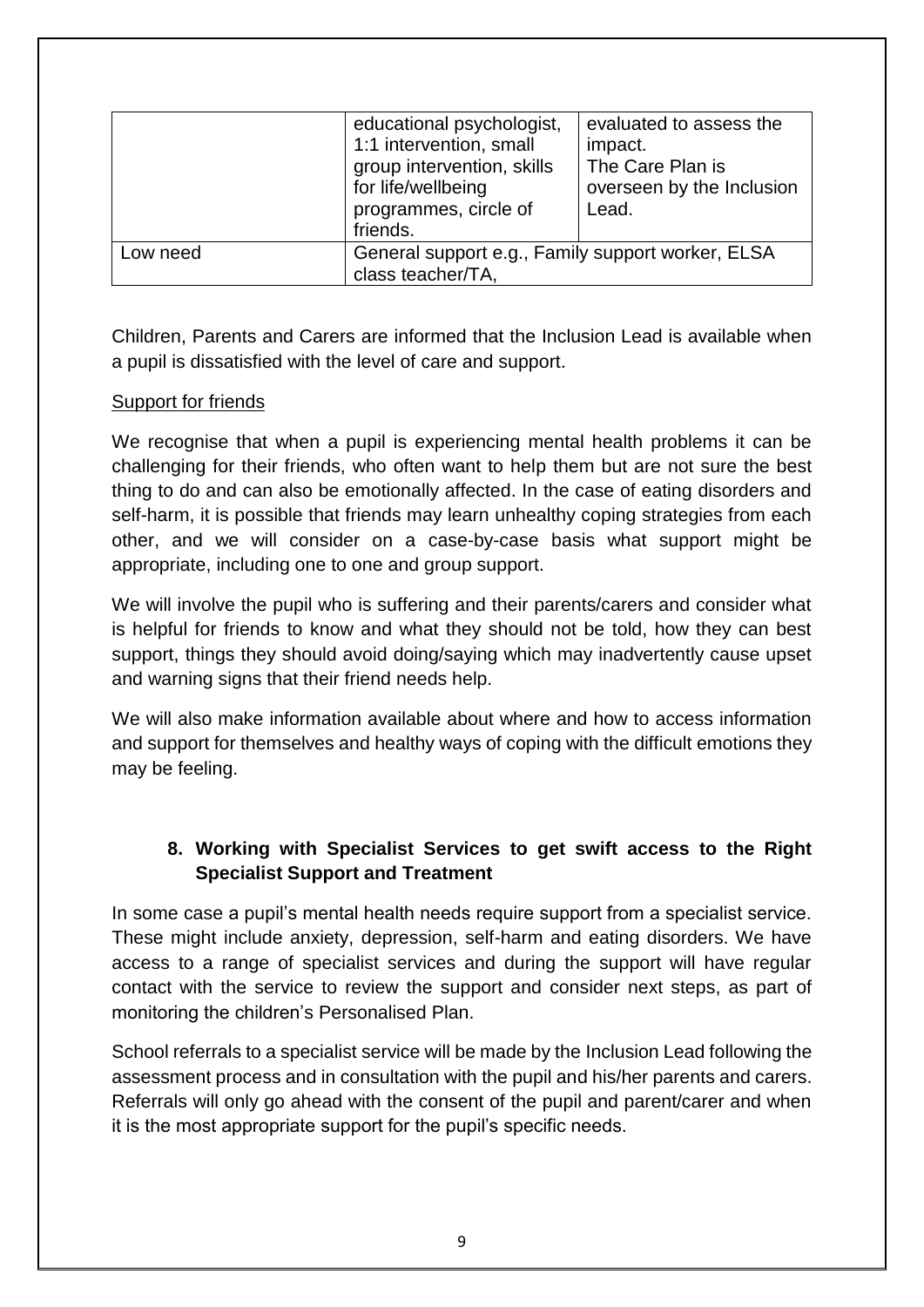| | | |
|---|---|---|
| | educational psychologist, 1:1 intervention, small group intervention, skills for life/wellbeing programmes, circle of friends. | evaluated to assess the impact. The Care Plan is overseen by the Inclusion Lead. |
| Low need | General support e.g., Family support worker, ELSA class teacher/TA, | |

Children, Parents and Carers are informed that the Inclusion Lead is available when a pupil is dissatisfied with the level of care and support.

Support for friends

We recognise that when a pupil is experiencing mental health problems it can be challenging for their friends, who often want to help them but are not sure the best thing to do and can also be emotionally affected. In the case of eating disorders and self-harm, it is possible that friends may learn unhealthy coping strategies from each other, and we will consider on a case-by-case basis what support might be appropriate, including one to one and group support.

We will involve the pupil who is suffering and their parents/carers and consider what is helpful for friends to know and what they should not be told, how they can best support, things they should avoid doing/saying which may inadvertently cause upset and warning signs that their friend needs help.

We will also make information available about where and how to access information and support for themselves and healthy ways of coping with the difficult emotions they may be feeling.

## 8. Working with Specialist Services to get swift access to the Right Specialist Support and Treatment

In some case a pupil's mental health needs require support from a specialist service. These might include anxiety, depression, self-harm and eating disorders. We have access to a range of specialist services and during the support will have regular contact with the service to review the support and consider next steps, as part of monitoring the children's Personalised Plan.

School referrals to a specialist service will be made by the Inclusion Lead following the assessment process and in consultation with the pupil and his/her parents and carers. Referrals will only go ahead with the consent of the pupil and parent/carer and when it is the most appropriate support for the pupil's specific needs.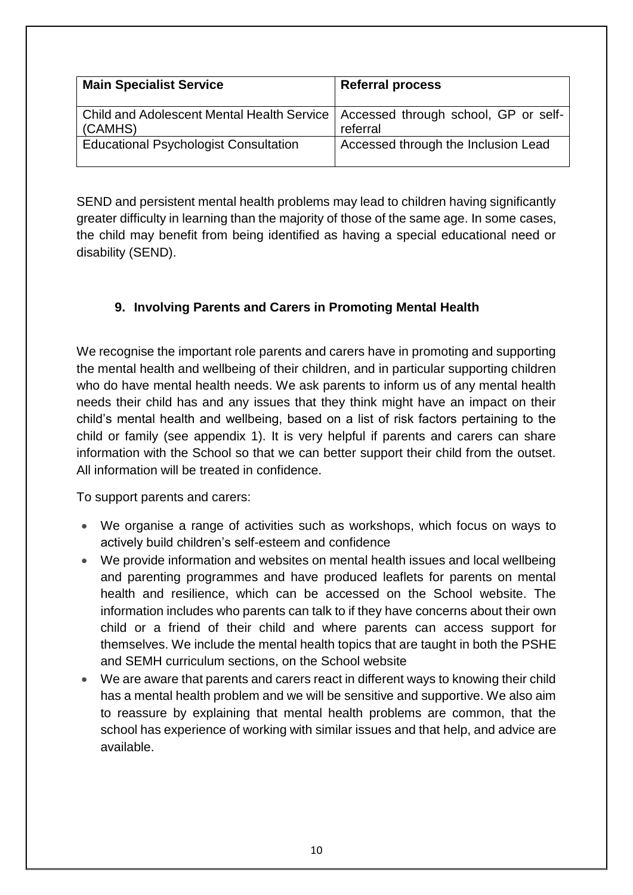| Main Specialist Service | Referral process |
| --- | --- |
| Child and Adolescent Mental Health Service (CAMHS) | Accessed through school, GP or self-referral |
| Educational Psychologist Consultation | Accessed through the Inclusion Lead |

SEND and persistent mental health problems may lead to children having significantly greater difficulty in learning than the majority of those of the same age. In some cases, the child may benefit from being identified as having a special educational need or disability (SEND).

## 9. Involving Parents and Carers in Promoting Mental Health

We recognise the important role parents and carers have in promoting and supporting the mental health and wellbeing of their children, and in particular supporting children who do have mental health needs. We ask parents to inform us of any mental health needs their child has and any issues that they think might have an impact on their child's mental health and wellbeing, based on a list of risk factors pertaining to the child or family (see appendix 1). It is very helpful if parents and carers can share information with the School so that we can better support their child from the outset. All information will be treated in confidence.

To support parents and carers:

- We organise a range of activities such as workshops, which focus on ways to actively build children's self-esteem and confidence
- We provide information and websites on mental health issues and local wellbeing and parenting programmes and have produced leaflets for parents on mental health and resilience, which can be accessed on the School website. The information includes who parents can talk to if they have concerns about their own child or a friend of their child and where parents can access support for themselves. We include the mental health topics that are taught in both the PSHE and SEMH curriculum sections, on the School website
- We are aware that parents and carers react in different ways to knowing their child has a mental health problem and we will be sensitive and supportive. We also aim to reassure by explaining that mental health problems are common, that the school has experience of working with similar issues and that help, and advice are available.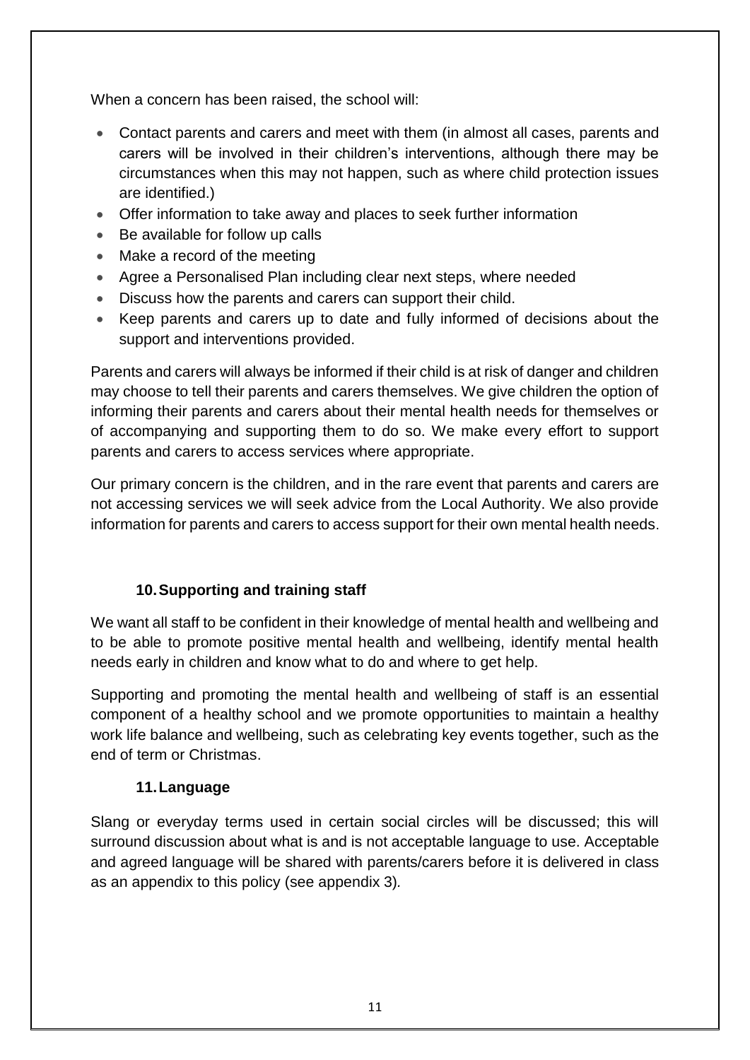When a concern has been raised, the school will:

- Contact parents and carers and meet with them (in almost all cases, parents and carers will be involved in their children's interventions, although there may be circumstances when this may not happen, such as where child protection issues are identified.)
- Offer information to take away and places to seek further information
- Be available for follow up calls
- Make a record of the meeting
- Agree a Personalised Plan including clear next steps, where needed
- Discuss how the parents and carers can support their child.
- Keep parents and carers up to date and fully informed of decisions about the support and interventions provided.

Parents and carers will always be informed if their child is at risk of danger and children may choose to tell their parents and carers themselves. We give children the option of informing their parents and carers about their mental health needs for themselves or of accompanying and supporting them to do so. We make every effort to support parents and carers to access services where appropriate.

Our primary concern is the children, and in the rare event that parents and carers are not accessing services we will seek advice from the Local Authority. We also provide information for parents and carers to access support for their own mental health needs.

## 10. Supporting and training staff

We want all staff to be confident in their knowledge of mental health and wellbeing and to be able to promote positive mental health and wellbeing, identify mental health needs early in children and know what to do and where to get help.

Supporting and promoting the mental health and wellbeing of staff is an essential component of a healthy school and we promote opportunities to maintain a healthy work life balance and wellbeing, such as celebrating key events together, such as the end of term or Christmas.

## 11. Language

Slang or everyday terms used in certain social circles will be discussed; this will surround discussion about what is and is not acceptable language to use. Acceptable and agreed language will be shared with parents/carers before it is delivered in class as an appendix to this policy (see appendix 3).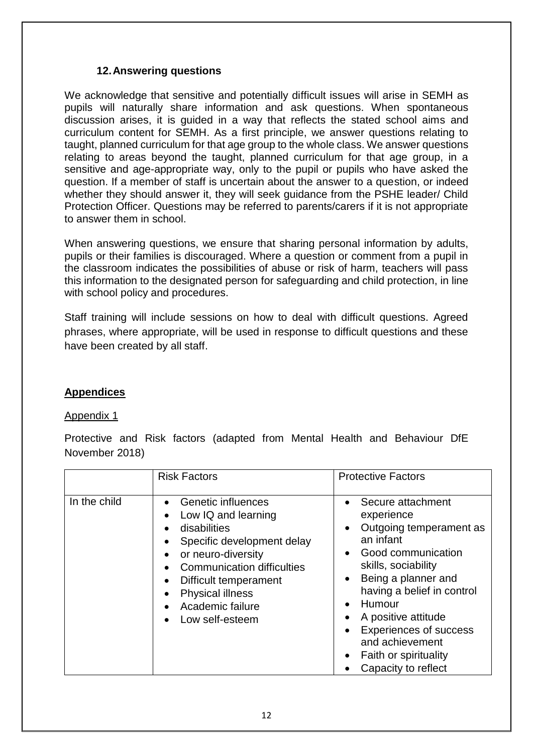### 12. Answering questions

We acknowledge that sensitive and potentially difficult issues will arise in SEMH as pupils will naturally share information and ask questions. When spontaneous discussion arises, it is guided in a way that reflects the stated school aims and curriculum content for SEMH. As a first principle, we answer questions relating to taught, planned curriculum for that age group to the whole class. We answer questions relating to areas beyond the taught, planned curriculum for that age group, in a sensitive and age-appropriate way, only to the pupil or pupils who have asked the question. If a member of staff is uncertain about the answer to a question, or indeed whether they should answer it, they will seek guidance from the PSHE leader/ Child Protection Officer. Questions may be referred to parents/carers if it is not appropriate to answer them in school.

When answering questions, we ensure that sharing personal information by adults, pupils or their families is discouraged. Where a question or comment from a pupil in the classroom indicates the possibilities of abuse or risk of harm, teachers will pass this information to the designated person for safeguarding and child protection, in line with school policy and procedures.

Staff training will include sessions on how to deal with difficult questions. Agreed phrases, where appropriate, will be used in response to difficult questions and these have been created by all staff.

## **Appendices**

Appendix 1

Protective and Risk factors (adapted from Mental Health and Behaviour DfE November 2018)

| | Risk Factors | Protective Factors |
|---|---|---|
| In the child | • Genetic influences<br>• Low IQ and learning<br>• disabilities<br>• Specific development delay<br>• or neuro-diversity<br>• Communication difficulties<br>• Difficult temperament<br>• Physical illness<br>• Academic failure<br>• Low self-esteem | • Secure attachment experience<br>• Outgoing temperament as an infant<br>• Good communication skills, sociability<br>• Being a planner and having a belief in control<br>• Humour<br>• A positive attitude<br>• Experiences of success and achievement<br>• Faith or spirituality<br>• Capacity to reflect |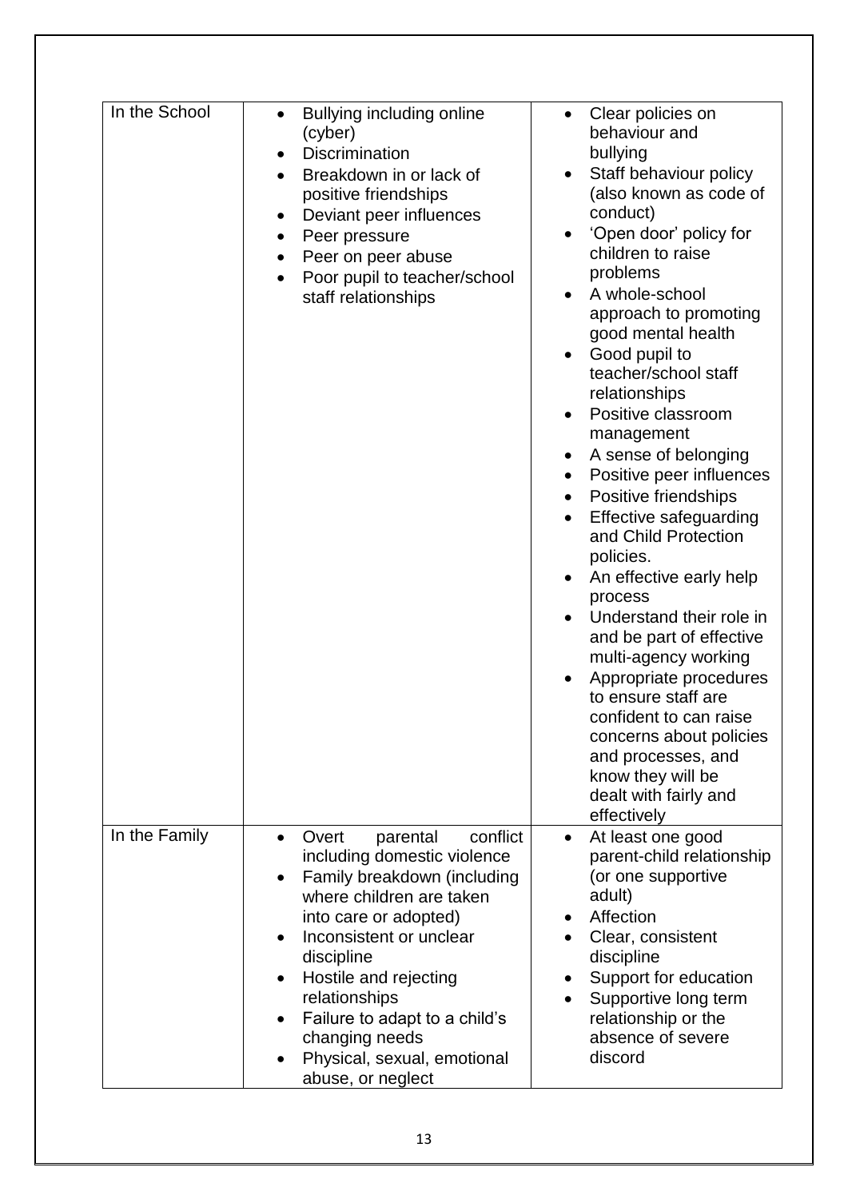| | | |
|---|---|---|
| In the School | • Bullying including online (cyber)<br>• Discrimination<br>• Breakdown in or lack of positive friendships<br>• Deviant peer influences<br>• Peer pressure<br>• Peer on peer abuse<br>• Poor pupil to teacher/school staff relationships | • Clear policies on behaviour and bullying<br>• Staff behaviour policy (also known as code of conduct)<br>• 'Open door' policy for children to raise problems<br>• A whole-school approach to promoting good mental health<br>• Good pupil to teacher/school staff relationships<br>• Positive classroom management<br>• A sense of belonging<br>• Positive peer influences<br>• Positive friendships<br>• Effective safeguarding and Child Protection policies.<br>• An effective early help process<br>• Understand their role in and be part of effective multi-agency working<br>• Appropriate procedures to ensure staff are confident to can raise concerns about policies and processes, and know they will be dealt with fairly and effectively |
| In the Family | • Overt parental conflict including domestic violence<br>• Family breakdown (including where children are taken into care or adopted)<br>• Inconsistent or unclear discipline<br>• Hostile and rejecting relationships<br>• Failure to adapt to a child's changing needs<br>• Physical, sexual, emotional abuse, or neglect | • At least one good parent-child relationship (or one supportive adult)<br>• Affection<br>• Clear, consistent discipline<br>• Support for education<br>• Supportive long term relationship or the absence of severe discord |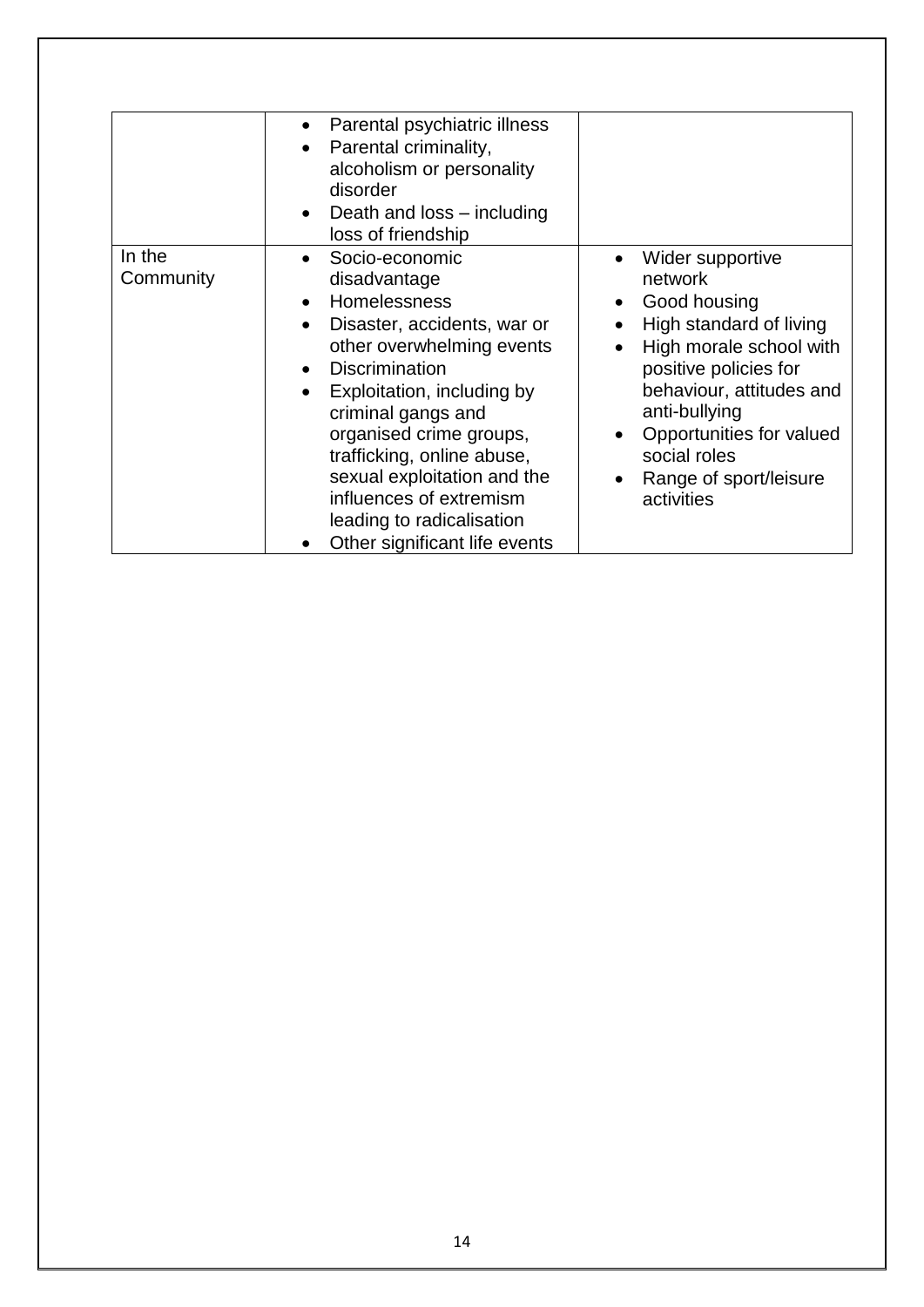| | | |
|---|---|---|
| | • Parental psychiatric illness<br>• Parental criminality, alcoholism or personality disorder<br>• Death and loss – including loss of friendship | |
| In the Community | • Socio-economic disadvantage<br>• Homelessness<br>• Disaster, accidents, war or other overwhelming events<br>• Discrimination<br>• Exploitation, including by criminal gangs and organised crime groups, trafficking, online abuse, sexual exploitation and the influences of extremism leading to radicalisation<br>• Other significant life events | • Wider supportive network<br>• Good housing<br>• High standard of living<br>• High morale school with positive policies for behaviour, attitudes and anti-bullying<br>• Opportunities for valued social roles<br>• Range of sport/leisure activities |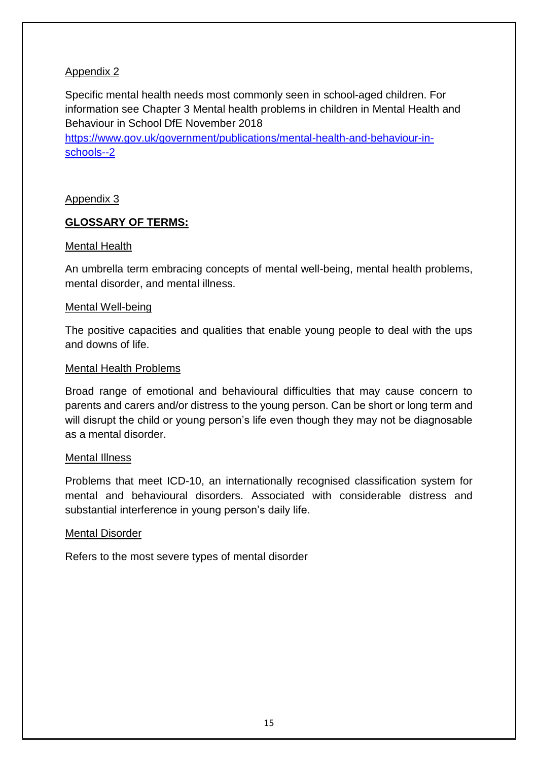Appendix 2

Specific mental health needs most commonly seen in school-aged children. For information see Chapter 3 Mental health problems in children in Mental Health and Behaviour in School DfE November 2018 [https://www.gov.uk/government/publications/mental-health-and-behaviour-in-schools--2](https://www.gov.uk/government/publications/mental-health-and-behaviour-in-schools--2)

Appendix 3

**GLOSSARY OF TERMS:**

Mental Health

An umbrella term embracing concepts of mental well-being, mental health problems, mental disorder, and mental illness.

Mental Well-being

The positive capacities and qualities that enable young people to deal with the ups and downs of life.

Mental Health Problems

Broad range of emotional and behavioural difficulties that may cause concern to parents and carers and/or distress to the young person. Can be short or long term and will disrupt the child or young person's life even though they may not be diagnosable as a mental disorder.

Mental Illness

Problems that meet ICD-10, an internationally recognised classification system for mental and behavioural disorders. Associated with considerable distress and substantial interference in young person's daily life.

Mental Disorder

Refers to the most severe types of mental disorder